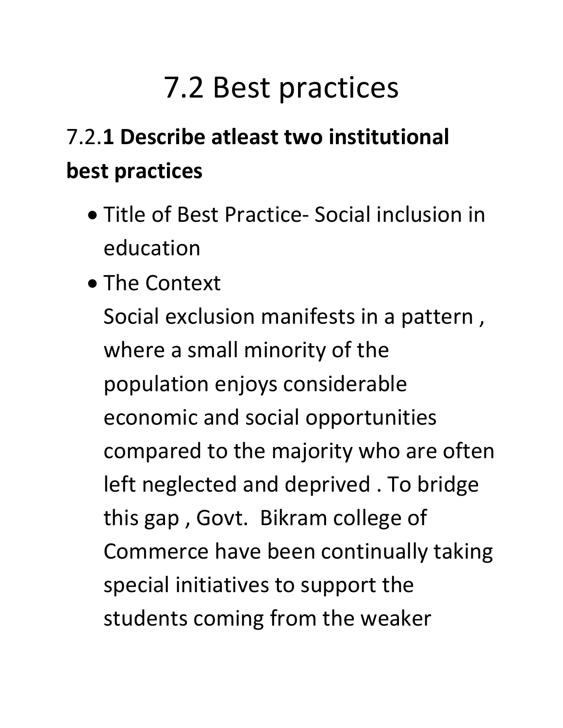# 7.2 Best practices

## 7.2.**1 Describe atleast two institutional best practices**

- Title of Best Practice- Social inclusion in education
- The Context
  Social exclusion manifests in a pattern , where a small minority of the population enjoys considerable economic and social opportunities compared to the majority who are often left neglected and deprived . To bridge this gap , Govt. Bikram college of Commerce have been continually taking special initiatives to support the students coming from the weaker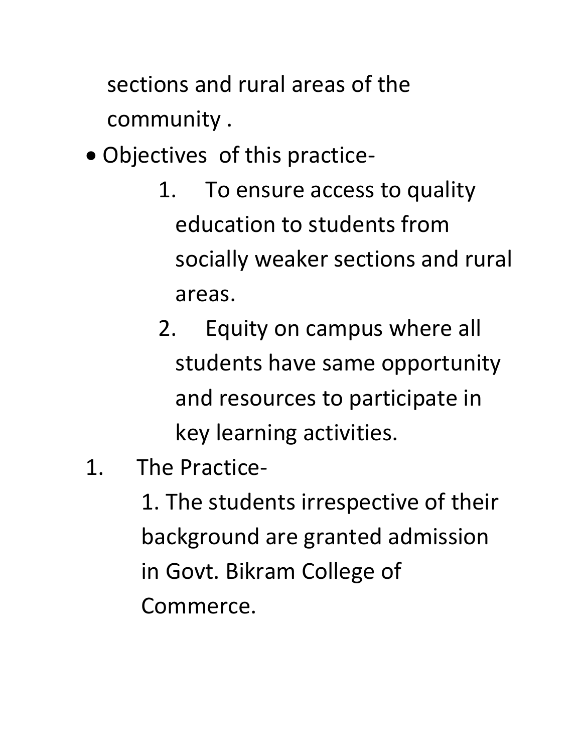sections and rural areas of the community .

- Objectives of this practice-
    1. To ensure access to quality education to students from socially weaker sections and rural areas.
    2. Equity on campus where all students have same opportunity and resources to participate in key learning activities.

1. The Practice-

    1. The students irrespective of their background are granted admission in Govt. Bikram College of Commerce.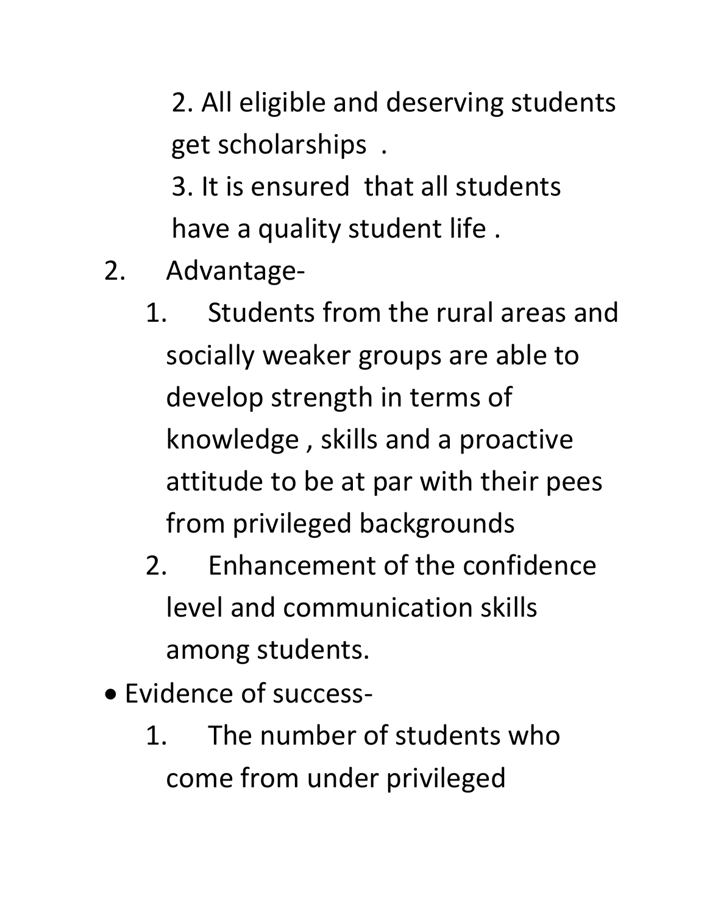2. All eligible and deserving students get scholarships .

3. It is ensured that all students have a quality student life .

2. Advantage-
   1. Students from the rural areas and socially weaker groups are able to develop strength in terms of knowledge , skills and a proactive attitude to be at par with their pees from privileged backgrounds
   2. Enhancement of the confidence level and communication skills among students.

- Evidence of success-
   1. The number of students who come from under privileged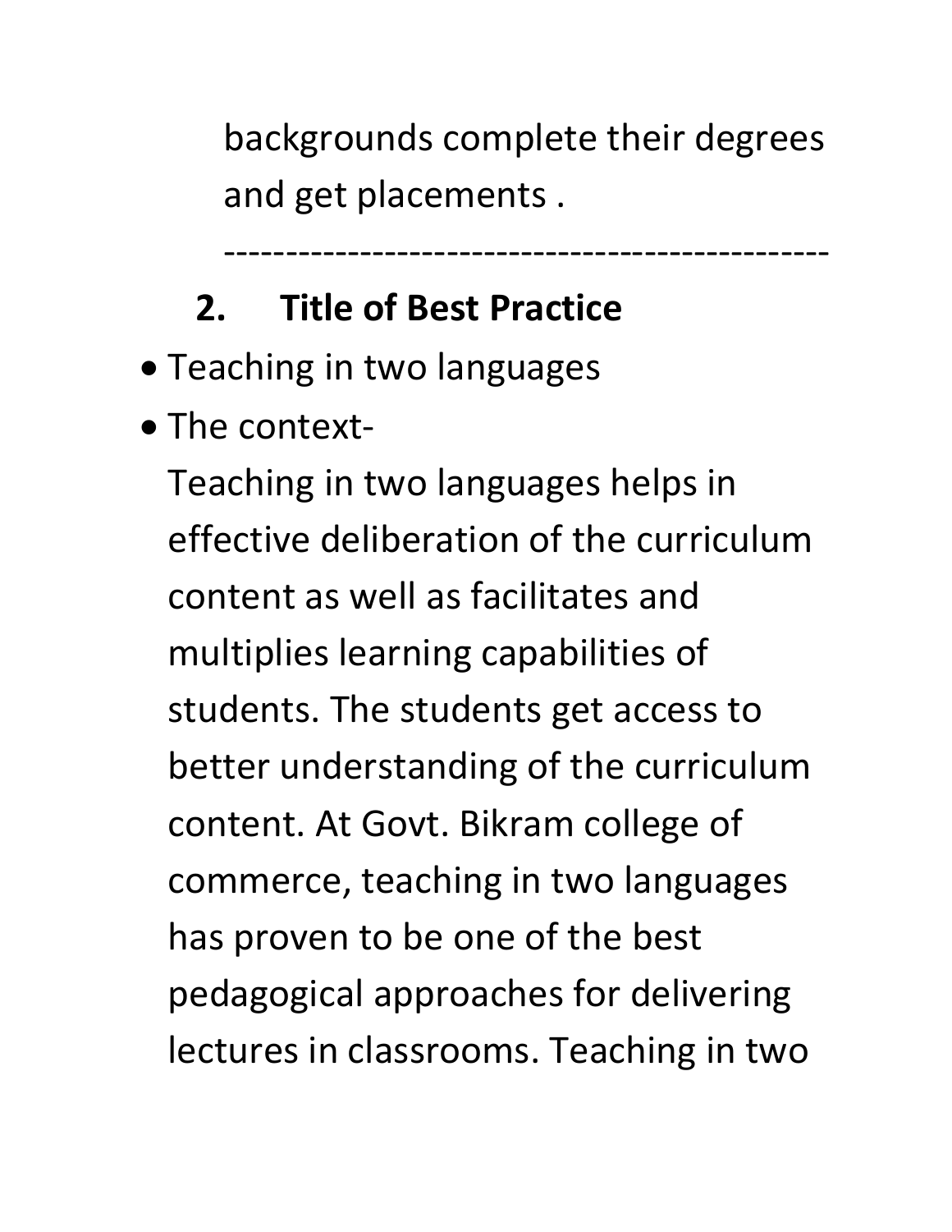backgrounds complete their degrees and get placements .

-----------------------------------------------

## 2. Title of Best Practice

- Teaching in two languages
- The context-

  Teaching in two languages helps in effective deliberation of the curriculum content as well as facilitates and multiplies learning capabilities of students. The students get access to better understanding of the curriculum content. At Govt. Bikram college of commerce, teaching in two languages has proven to be one of the best pedagogical approaches for delivering lectures in classrooms. Teaching in two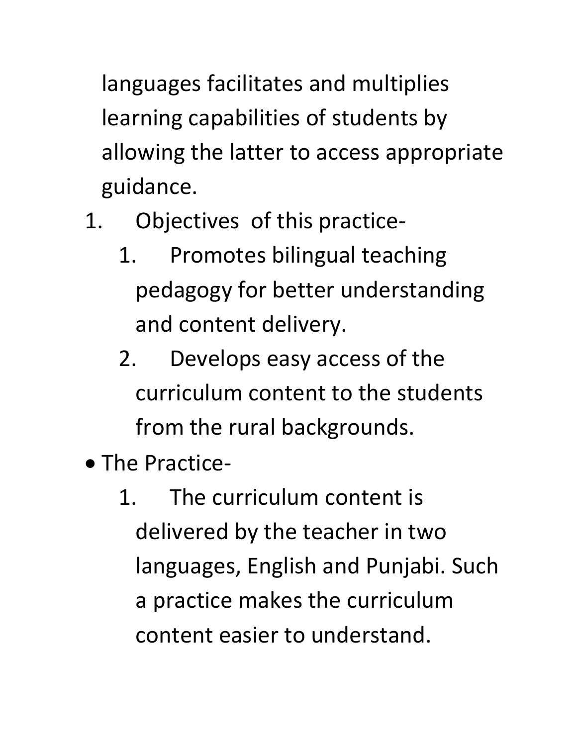languages facilitates and multiplies learning capabilities of students by allowing the latter to access appropriate guidance.

1. Objectives of this practice-
   1. Promotes bilingual teaching pedagogy for better understanding and content delivery.
   2. Develops easy access of the curriculum content to the students from the rural backgrounds.

- The Practice-
   1. The curriculum content is delivered by the teacher in two languages, English and Punjabi. Such a practice makes the curriculum content easier to understand.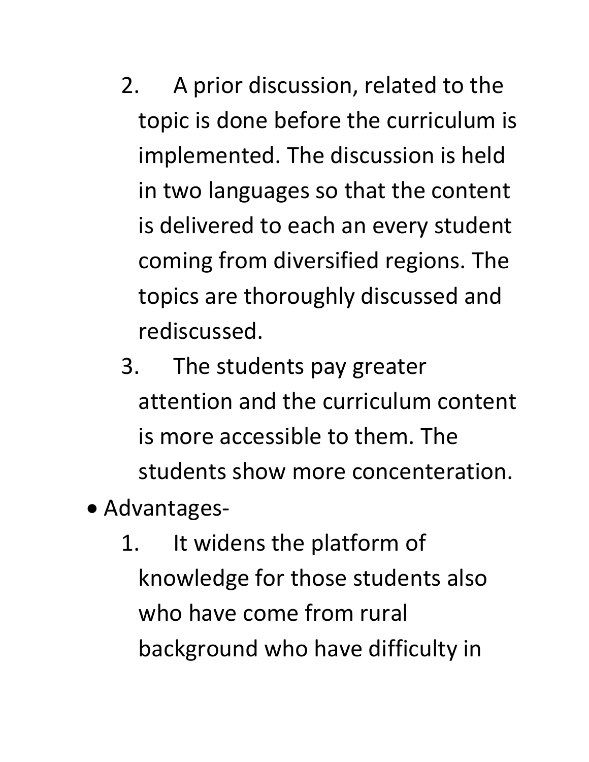2. A prior discussion, related to the topic is done before the curriculum is implemented. The discussion is held in two languages so that the content is delivered to each an every student coming from diversified regions. The topics are thoroughly discussed and rediscussed.
3. The students pay greater attention and the curriculum content is more accessible to them. The students show more concenteration.

- Advantages-
  1. It widens the platform of knowledge for those students also who have come from rural background who have difficulty in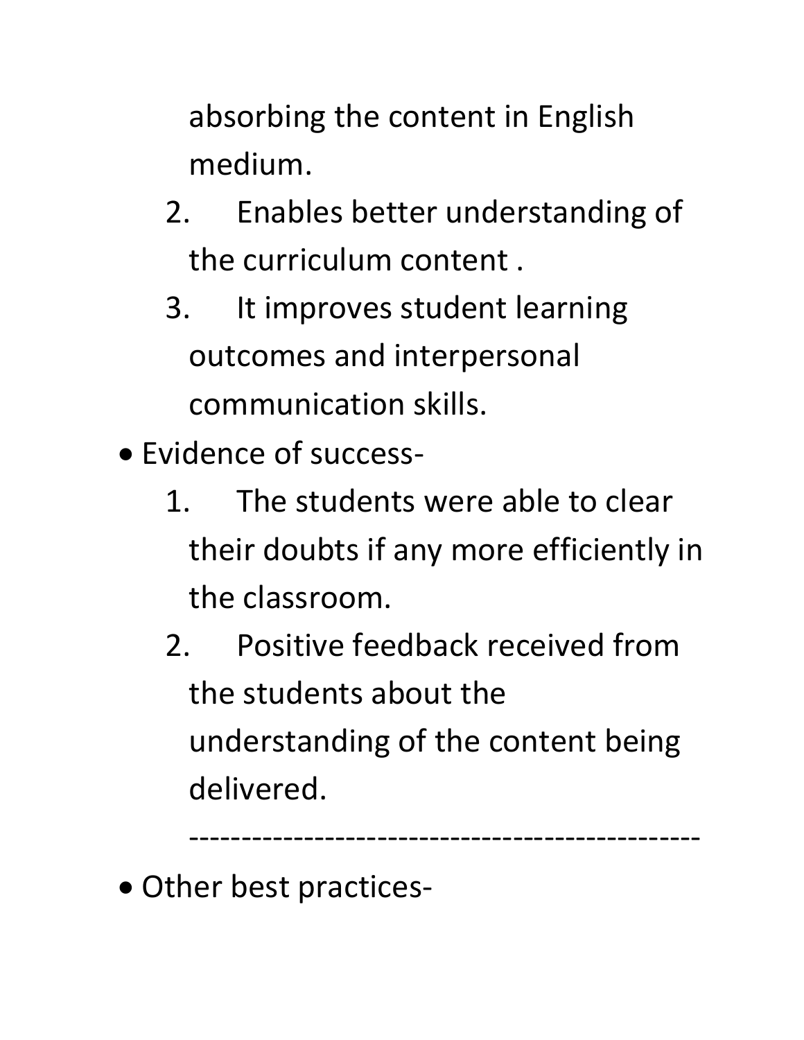absorbing the content in English medium.

2. Enables better understanding of the curriculum content .
3. It improves student learning outcomes and interpersonal communication skills.

- Evidence of success-
    1. The students were able to clear their doubts if any more efficiently in the classroom.
    2. Positive feedback received from the students about the understanding of the content being delivered.

    ---------------------------------------------

- Other best practices-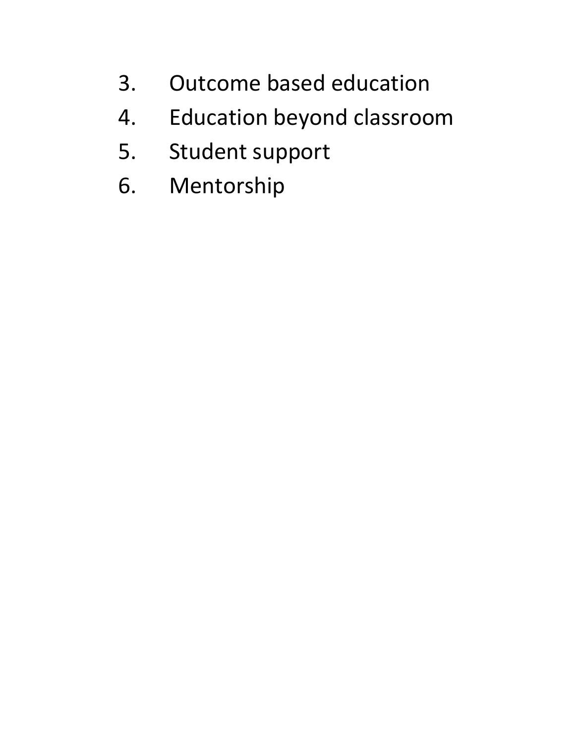3. Outcome based education
4. Education beyond classroom
5. Student support
6. Mentorship